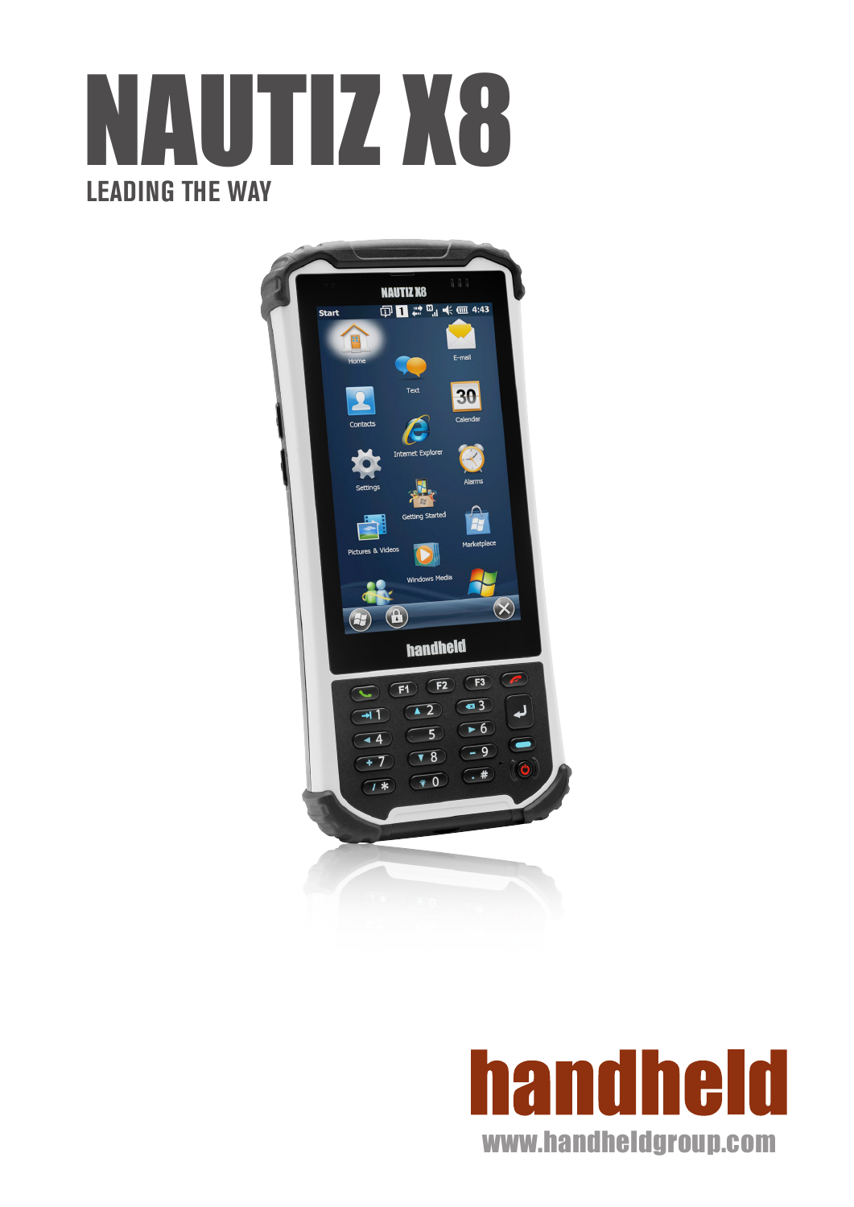# NAUTIZ X8

## LEADING THE WAY

handheld

www.handheldgroup.com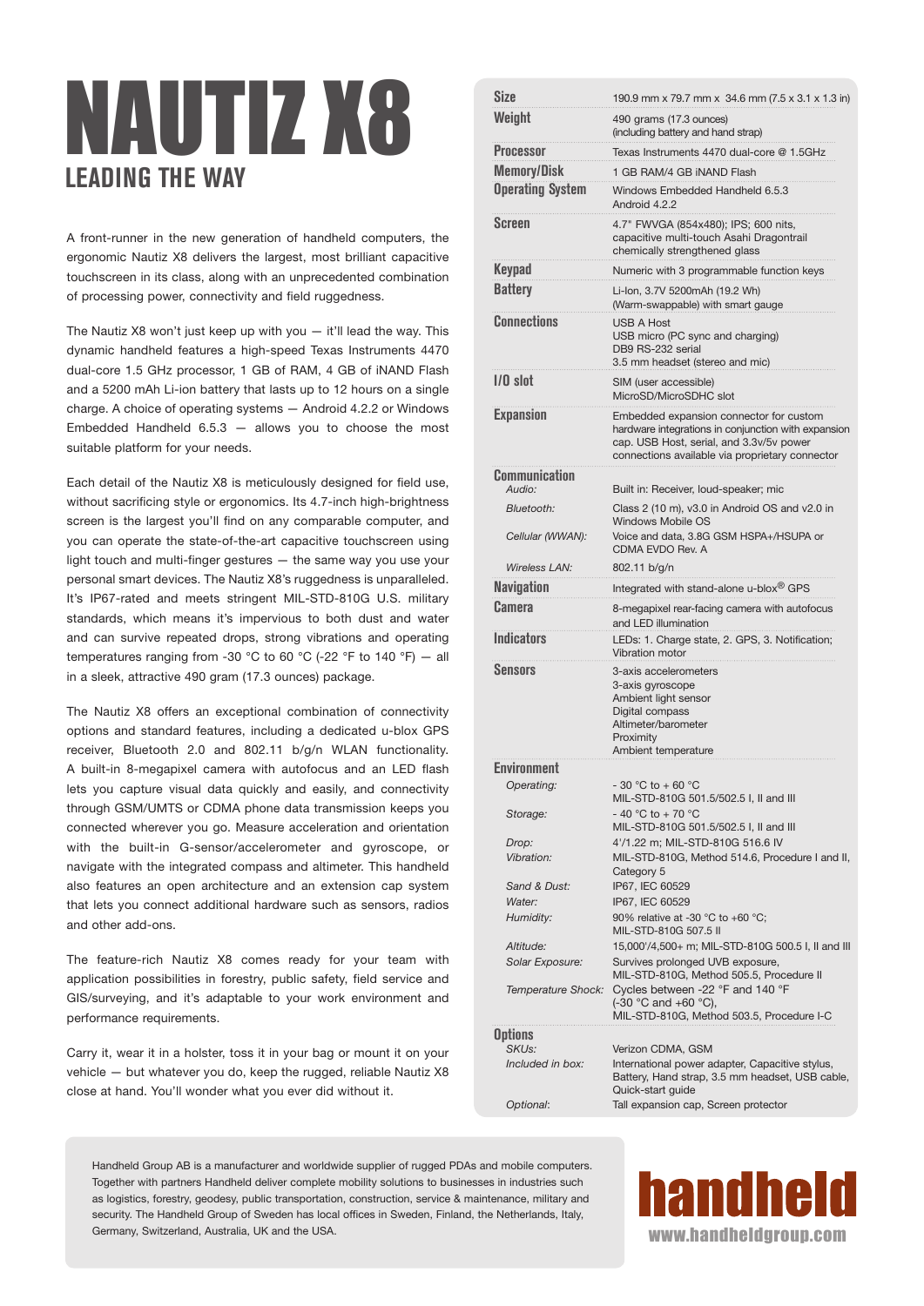# NAUTIZ X8

## LEADING THE WAY

A front-runner in the new generation of handheld computers, the ergonomic Nautiz X8 delivers the largest, most brilliant capacitive touchscreen in its class, along with an unprecedented combination of processing power, connectivity and field ruggedness.

The Nautiz X8 won't just keep up with you — it'll lead the way. This dynamic handheld features a high-speed Texas Instruments 4470 dual-core 1.5 GHz processor, 1 GB of RAM, 4 GB of iNAND Flash and a 5200 mAh Li-ion battery that lasts up to 12 hours on a single charge. A choice of operating systems — Android 4.2.2 or Windows Embedded Handheld 6.5.3 — allows you to choose the most suitable platform for your needs.

Each detail of the Nautiz X8 is meticulously designed for field use, without sacrificing style or ergonomics. Its 4.7-inch high-brightness screen is the largest you'll find on any comparable computer, and you can operate the state-of-the-art capacitive touchscreen using light touch and multi-finger gestures — the same way you use your personal smart devices. The Nautiz X8's ruggedness is unparalleled. It's IP67-rated and meets stringent MIL-STD-810G U.S. military standards, which means it's impervious to both dust and water and can survive repeated drops, strong vibrations and operating temperatures ranging from -30 °C to 60 °C (-22 °F to 140 °F) — all in a sleek, attractive 490 gram (17.3 ounces) package.

The Nautiz X8 offers an exceptional combination of connectivity options and standard features, including a dedicated u-blox GPS receiver, Bluetooth 2.0 and 802.11 b/g/n WLAN functionality. A built-in 8-megapixel camera with autofocus and an LED flash lets you capture visual data quickly and easily, and connectivity through GSM/UMTS or CDMA phone data transmission keeps you connected wherever you go. Measure acceleration and orientation with the built-in G-sensor/accelerometer and gyroscope, or navigate with the integrated compass and altimeter. This handheld also features an open architecture and an extension cap system that lets you connect additional hardware such as sensors, radios and other add-ons.

The feature-rich Nautiz X8 comes ready for your team with application possibilities in forestry, public safety, field service and GIS/surveying, and it's adaptable to your work environment and performance requirements.

Carry it, wear it in a holster, toss it in your bag or mount it on your vehicle — but whatever you do, keep the rugged, reliable Nautiz X8 close at hand. You'll wonder what you ever did without it.

| | |
|---|---|
| **Size** | 190.9 mm x 79.7 mm x 34.6 mm (7.5 x 3.1 x 1.3 in) |
| **Weight** | 490 grams (17.3 ounces) (including battery and hand strap) |
| **Processor** | Texas Instruments 4470 dual-core @ 1.5GHz |
| **Memory/Disk** | 1 GB RAM/4 GB iNAND Flash |
| **Operating System** | Windows Embedded Handheld 6.5.3<br>Android 4.2.2 |
| **Screen** | 4.7" FWVGA (854x480); IPS; 600 nits, capacitive multi-touch Asahi Dragontrail chemically strengthened glass |
| **Keypad** | Numeric with 3 programmable function keys |
| **Battery** | Li-Ion, 3.7V 5200mAh (19.2 Wh) (Warm-swappable) with smart gauge |
| **Connections** | USB A Host<br>USB micro (PC sync and charging)<br>DB9 RS-232 serial<br>3.5 mm headset (stereo and mic) |
| **I/O slot** | SIM (user accessible)<br>MicroSD/MicroSDHC slot |
| **Expansion** | Embedded expansion connector for custom hardware integrations in conjunction with expansion cap. USB Host, serial, and 3.3v/5v power connections available via proprietary connector |
| **Communication** | |
| *Audio:* | Built in: Receiver, loud-speaker; mic |
| *Bluetooth:* | Class 2 (10 m), v3.0 in Android OS and v2.0 in Windows Mobile OS |
| *Cellular (WWAN):* | Voice and data, 3.8G GSM HSPA+/HSUPA or CDMA EVDO Rev. A |
| *Wireless LAN:* | 802.11 b/g/n |
| **Navigation** | Integrated with stand-alone u-blox® GPS |
| **Camera** | 8-megapixel rear-facing camera with autofocus and LED illumination |
| **Indicators** | LEDs: 1. Charge state, 2. GPS, 3. Notification; Vibration motor |
| **Sensors** | 3-axis accelerometers<br>3-axis gyroscope<br>Ambient light sensor<br>Digital compass<br>Altimeter/barometer<br>Proximity<br>Ambient temperature |
| **Environment** | |
| *Operating:* | - 30 °C to + 60 °C<br>MIL-STD-810G 501.5/502.5 I, II and III |
| *Storage:* | - 40 °C to + 70 °C<br>MIL-STD-810G 501.5/502.5 I, II and III |
| *Drop:* | 4'/1.22 m; MIL-STD-810G 516.6 IV |
| *Vibration:* | MIL-STD-810G, Method 514.6, Procedure I and II, Category 5 |
| *Sand & Dust:* | IP67, IEC 60529 |
| *Water:* | IP67, IEC 60529 |
| *Humidity:* | 90% relative at -30 °C to +60 °C;<br>MIL-STD-810G 507.5 II |
| *Altitude:* | 15,000'/4,500+ m; MIL-STD-810G 500.5 I, II and III |
| *Solar Exposure:* | Survives prolonged UVB exposure, MIL-STD-810G, Method 505.5, Procedure II |
| *Temperature Shock:* | Cycles between -22 °F and 140 °F (-30 °C and +60 °C), MIL-STD-810G, Method 503.5, Procedure I-C |
| **Options** | |
| *SKUs:* | Verizon CDMA, GSM |
| *Included in box:* | International power adapter, Capacitive stylus, Battery, Hand strap, 3.5 mm headset, USB cable, Quick-start guide |
| *Optional:* | Tall expansion cap, Screen protector |

Handheld Group AB is a manufacturer and worldwide supplier of rugged PDAs and mobile computers. Together with partners Handheld deliver complete mobility solutions to businesses in industries such as logistics, forestry, geodesy, public transportation, construction, service & maintenance, military and security. The Handheld Group of Sweden has local offices in Sweden, Finland, the Netherlands, Italy, Germany, Switzerland, Australia, UK and the USA.

**handheld**
www.handheldgroup.com